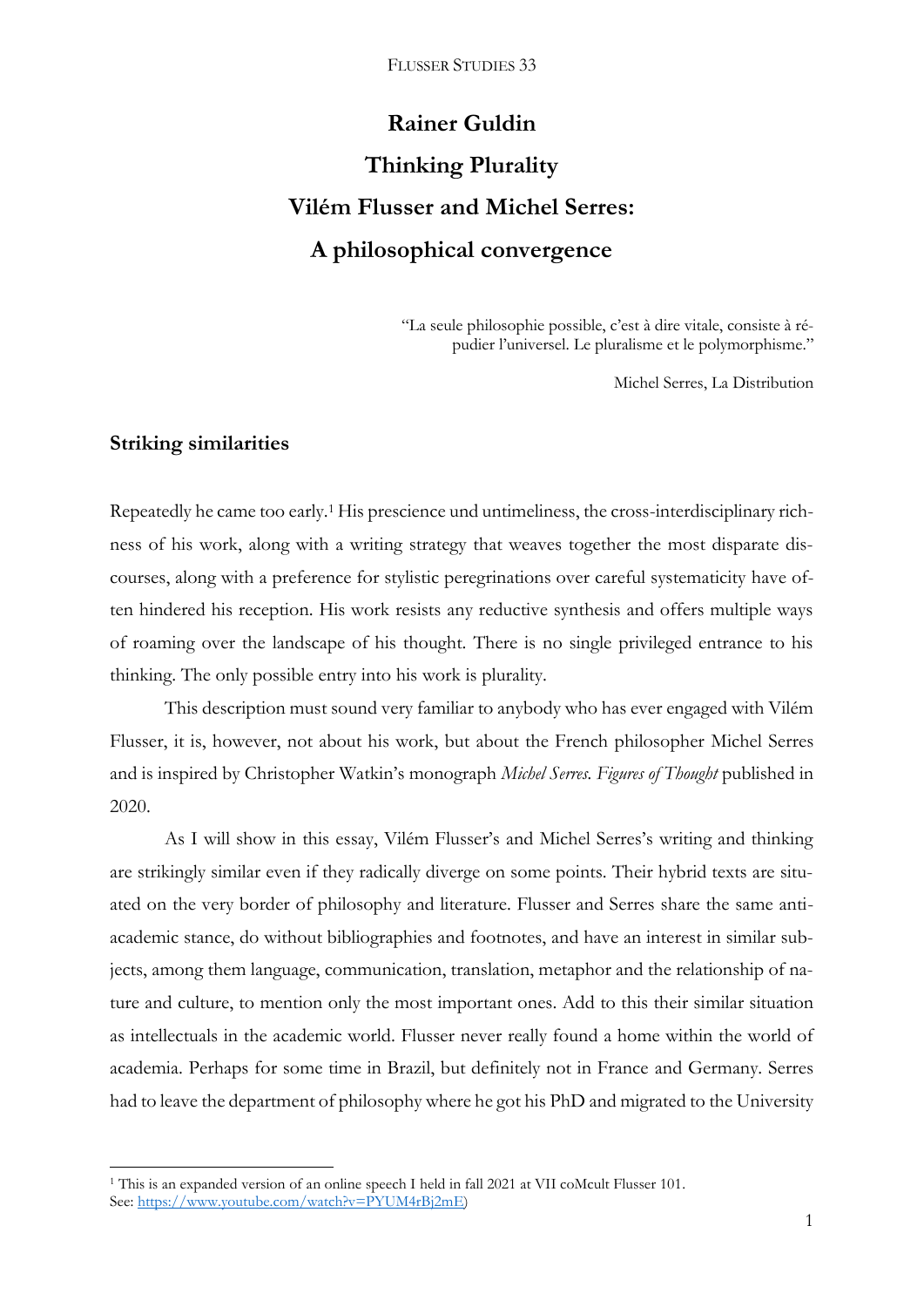# Rainer Guldin

# Thinking Plurality

# Vilém Flusser and Michel Serres: A philosophical convergence

> "La seule philosophie possible, c'est à dire vitale, consiste à répudier l'universel. Le pluralisme et le polymorphisme."
>
> Michel Serres, La Distribution

## Striking similarities

Repeatedly he came too early.[1] His prescience und untimeliness, the cross-interdisciplinary richness of his work, along with a writing strategy that weaves together the most disparate discourses, along with a preference for stylistic peregrinations over careful systematicity have often hindered his reception. His work resists any reductive synthesis and offers multiple ways of roaming over the landscape of his thought. There is no single privileged entrance to his thinking. The only possible entry into his work is plurality.

This description must sound very familiar to anybody who has ever engaged with Vilém Flusser, it is, however, not about his work, but about the French philosopher Michel Serres and is inspired by Christopher Watkin's monograph *Michel Serres. Figures of Thought* published in 2020.

As I will show in this essay, Vilém Flusser's and Michel Serres's writing and thinking are strikingly similar even if they radically diverge on some points. Their hybrid texts are situated on the very border of philosophy and literature. Flusser and Serres share the same anti-academic stance, do without bibliographies and footnotes, and have an interest in similar subjects, among them language, communication, translation, metaphor and the relationship of nature and culture, to mention only the most important ones. Add to this their similar situation as intellectuals in the academic world. Flusser never really found a home within the world of academia. Perhaps for some time in Brazil, but definitely not in France and Germany. Serres had to leave the department of philosophy where he got his PhD and migrated to the University

---

[1] This is an expanded version of an online speech I held in fall 2021 at VII coMcult Flusser 101. See: https://www.youtube.com/watch?v=PYUM4rBj2mE)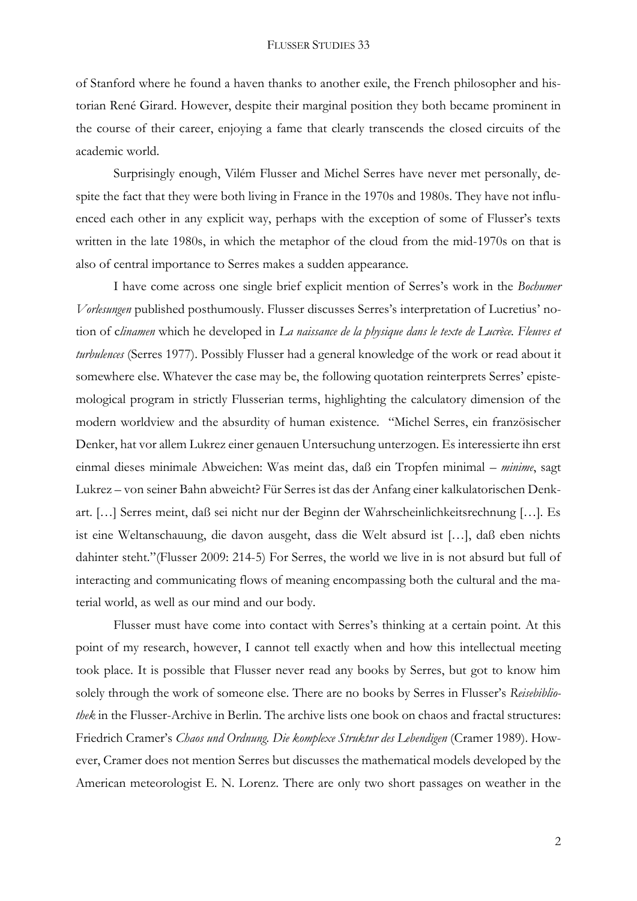of Stanford where he found a haven thanks to another exile, the French philosopher and historian René Girard. However, despite their marginal position they both became prominent in the course of their career, enjoying a fame that clearly transcends the closed circuits of the academic world.

Surprisingly enough, Vilém Flusser and Michel Serres have never met personally, despite the fact that they were both living in France in the 1970s and 1980s. They have not influenced each other in any explicit way, perhaps with the exception of some of Flusser's texts written in the late 1980s, in which the metaphor of the cloud from the mid-1970s on that is also of central importance to Serres makes a sudden appearance.

I have come across one single brief explicit mention of Serres's work in the *Bochumer Vorlesungen* published posthumously. Flusser discusses Serres's interpretation of Lucretius' notion of c*linamen* which he developed in *La naissance de la physique dans le texte de Lucrèce. Fleuves et turbulences* (Serres 1977). Possibly Flusser had a general knowledge of the work or read about it somewhere else. Whatever the case may be, the following quotation reinterprets Serres' epistemological program in strictly Flusserian terms, highlighting the calculatory dimension of the modern worldview and the absurdity of human existence. "Michel Serres, ein französischer Denker, hat vor allem Lukrez einer genauen Untersuchung unterzogen. Es interessierte ihn erst einmal dieses minimale Abweichen: Was meint das, daß ein Tropfen minimal – *minime*, sagt Lukrez – von seiner Bahn abweicht? Für Serres ist das der Anfang einer kalkulatorischen Denkart. […] Serres meint, daß sei nicht nur der Beginn der Wahrscheinlichkeitsrechnung […]. Es ist eine Weltanschauung, die davon ausgeht, dass die Welt absurd ist […], daß eben nichts dahinter steht."(Flusser 2009: 214-5) For Serres, the world we live in is not absurd but full of interacting and communicating flows of meaning encompassing both the cultural and the material world, as well as our mind and our body.

Flusser must have come into contact with Serres's thinking at a certain point. At this point of my research, however, I cannot tell exactly when and how this intellectual meeting took place. It is possible that Flusser never read any books by Serres, but got to know him solely through the work of someone else. There are no books by Serres in Flusser's *Reisebibliothek* in the Flusser-Archive in Berlin. The archive lists one book on chaos and fractal structures: Friedrich Cramer's *Chaos und Ordnung. Die komplexe Struktur des Lebendigen* (Cramer 1989). However, Cramer does not mention Serres but discusses the mathematical models developed by the American meteorologist E. N. Lorenz. There are only two short passages on weather in the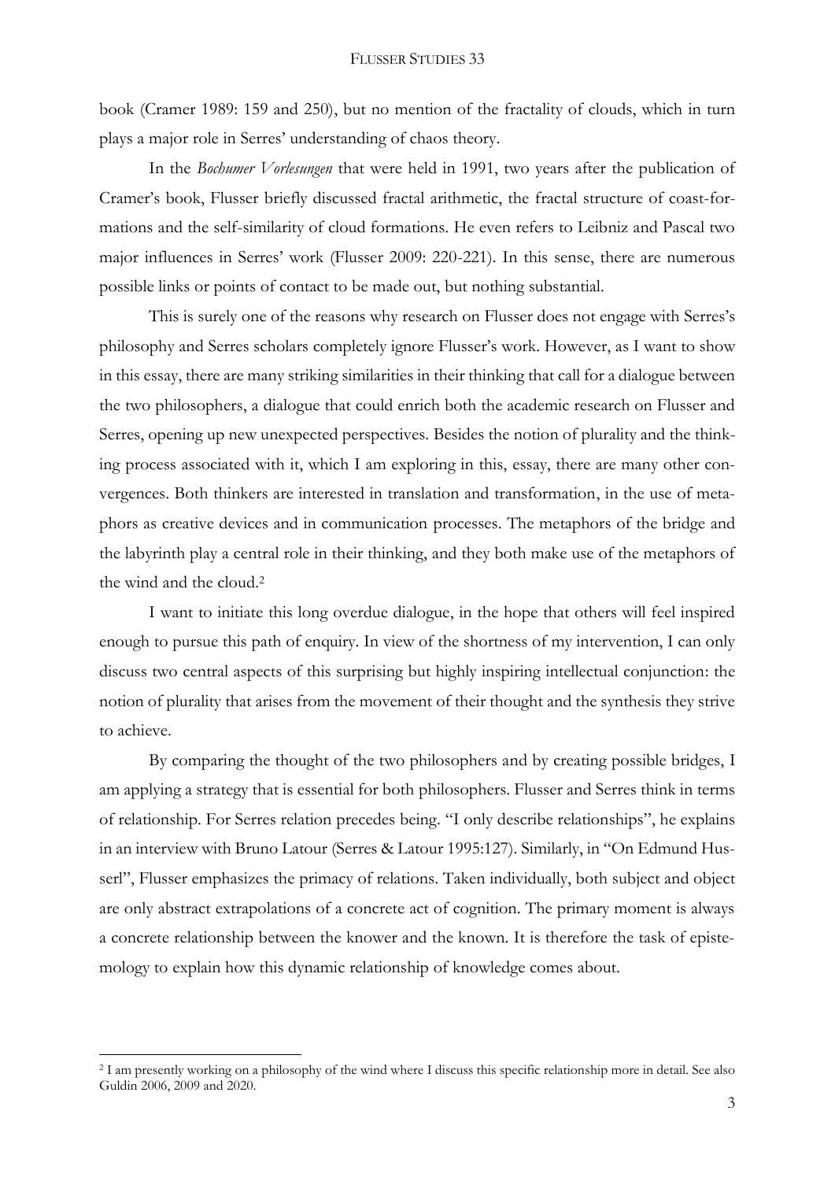book (Cramer 1989: 159 and 250), but no mention of the fractality of clouds, which in turn plays a major role in Serres' understanding of chaos theory.

In the *Bochumer Vorlesungen* that were held in 1991, two years after the publication of Cramer's book, Flusser briefly discussed fractal arithmetic, the fractal structure of coast-formations and the self-similarity of cloud formations. He even refers to Leibniz and Pascal two major influences in Serres' work (Flusser 2009: 220-221). In this sense, there are numerous possible links or points of contact to be made out, but nothing substantial.

This is surely one of the reasons why research on Flusser does not engage with Serres's philosophy and Serres scholars completely ignore Flusser's work. However, as I want to show in this essay, there are many striking similarities in their thinking that call for a dialogue between the two philosophers, a dialogue that could enrich both the academic research on Flusser and Serres, opening up new unexpected perspectives. Besides the notion of plurality and the thinking process associated with it, which I am exploring in this, essay, there are many other convergences. Both thinkers are interested in translation and transformation, in the use of metaphors as creative devices and in communication processes. The metaphors of the bridge and the labyrinth play a central role in their thinking, and they both make use of the metaphors of the wind and the cloud.[2]

I want to initiate this long overdue dialogue, in the hope that others will feel inspired enough to pursue this path of enquiry. In view of the shortness of my intervention, I can only discuss two central aspects of this surprising but highly inspiring intellectual conjunction: the notion of plurality that arises from the movement of their thought and the synthesis they strive to achieve.

By comparing the thought of the two philosophers and by creating possible bridges, I am applying a strategy that is essential for both philosophers. Flusser and Serres think in terms of relationship. For Serres relation precedes being. "I only describe relationships", he explains in an interview with Bruno Latour (Serres & Latour 1995:127). Similarly, in "On Edmund Husserl", Flusser emphasizes the primacy of relations. Taken individually, both subject and object are only abstract extrapolations of a concrete act of cognition. The primary moment is always a concrete relationship between the knower and the known. It is therefore the task of epistemology to explain how this dynamic relationship of knowledge comes about.

[2] I am presently working on a philosophy of the wind where I discuss this specific relationship more in detail. See also Guldin 2006, 2009 and 2020.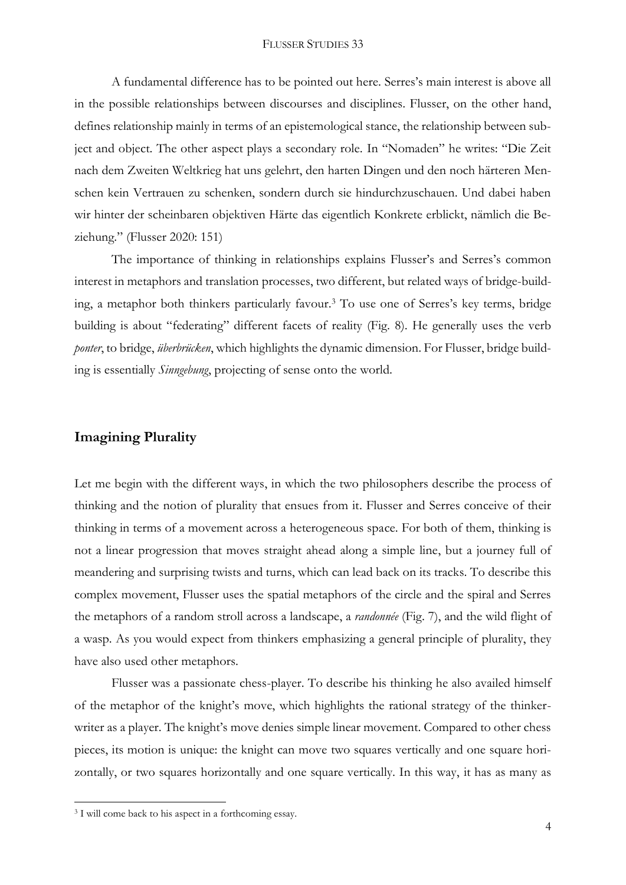A fundamental difference has to be pointed out here. Serres's main interest is above all in the possible relationships between discourses and disciplines. Flusser, on the other hand, defines relationship mainly in terms of an epistemological stance, the relationship between subject and object. The other aspect plays a secondary role. In "Nomaden" he writes: "Die Zeit nach dem Zweiten Weltkrieg hat uns gelehrt, den harten Dingen und den noch härteren Menschen kein Vertrauen zu schenken, sondern durch sie hindurchzuschauen. Und dabei haben wir hinter der scheinbaren objektiven Härte das eigentlich Konkrete erblickt, nämlich die Beziehung." (Flusser 2020: 151)

The importance of thinking in relationships explains Flusser's and Serres's common interest in metaphors and translation processes, two different, but related ways of bridge-building, a metaphor both thinkers particularly favour.[3] To use one of Serres's key terms, bridge building is about "federating" different facets of reality (Fig. 8). He generally uses the verb *ponter*, to bridge, *überbrücken*, which highlights the dynamic dimension. For Flusser, bridge building is essentially *Sinngebung*, projecting of sense onto the world.

## Imagining Plurality

Let me begin with the different ways, in which the two philosophers describe the process of thinking and the notion of plurality that ensues from it. Flusser and Serres conceive of their thinking in terms of a movement across a heterogeneous space. For both of them, thinking is not a linear progression that moves straight ahead along a simple line, but a journey full of meandering and surprising twists and turns, which can lead back on its tracks. To describe this complex movement, Flusser uses the spatial metaphors of the circle and the spiral and Serres the metaphors of a random stroll across a landscape, a *randonnée* (Fig. 7), and the wild flight of a wasp. As you would expect from thinkers emphasizing a general principle of plurality, they have also used other metaphors.

Flusser was a passionate chess-player. To describe his thinking he also availed himself of the metaphor of the knight's move, which highlights the rational strategy of the thinker-writer as a player. The knight's move denies simple linear movement. Compared to other chess pieces, its motion is unique: the knight can move two squares vertically and one square horizontally, or two squares horizontally and one square vertically. In this way, it has as many as

---

[3] I will come back to his aspect in a forthcoming essay.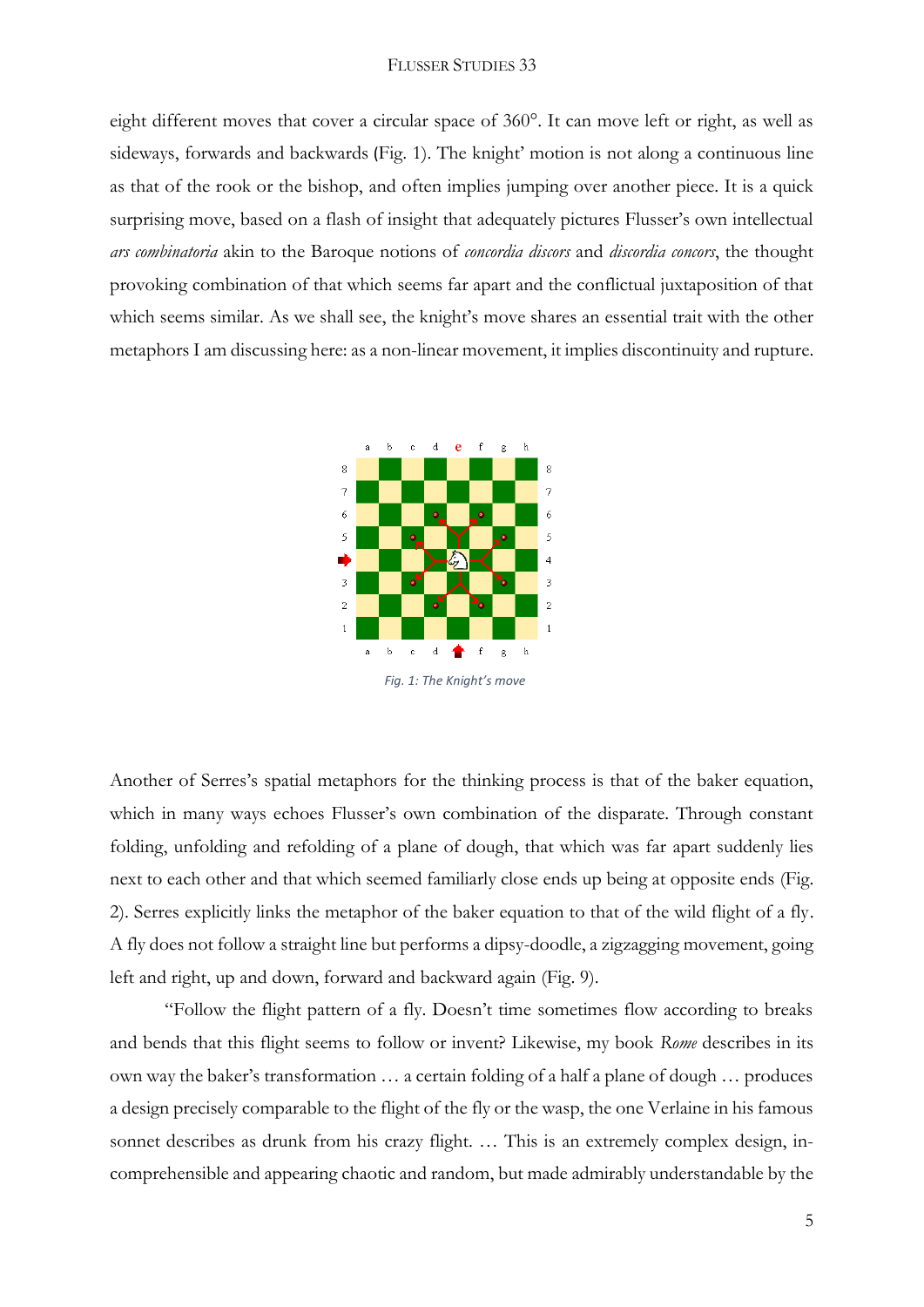eight different moves that cover a circular space of 360°. It can move left or right, as well as sideways, forwards and backwards (Fig. 1). The knight' motion is not along a continuous line as that of the rook or the bishop, and often implies jumping over another piece. It is a quick surprising move, based on a flash of insight that adequately pictures Flusser's own intellectual *ars combinatoria* akin to the Baroque notions of *concordia discors* and *discordia concors*, the thought provoking combination of that which seems far apart and the conflictual juxtaposition of that which seems similar. As we shall see, the knight's move shares an essential trait with the other metaphors I am discussing here: as a non-linear movement, it implies discontinuity and rupture.

*Fig. 1: The Knight's move*

Another of Serres's spatial metaphors for the thinking process is that of the baker equation, which in many ways echoes Flusser's own combination of the disparate. Through constant folding, unfolding and refolding of a plane of dough, that which was far apart suddenly lies next to each other and that which seemed familiarly close ends up being at opposite ends (Fig. 2). Serres explicitly links the metaphor of the baker equation to that of the wild flight of a fly. A fly does not follow a straight line but performs a dipsy-doodle, a zigzagging movement, going left and right, up and down, forward and backward again (Fig. 9).

"Follow the flight pattern of a fly. Doesn't time sometimes flow according to breaks and bends that this flight seems to follow or invent? Likewise, my book *Rome* describes in its own way the baker's transformation … a certain folding of a half a plane of dough … produces a design precisely comparable to the flight of the fly or the wasp, the one Verlaine in his famous sonnet describes as drunk from his crazy flight. … This is an extremely complex design, in-comprehensible and appearing chaotic and random, but made admirably understandable by the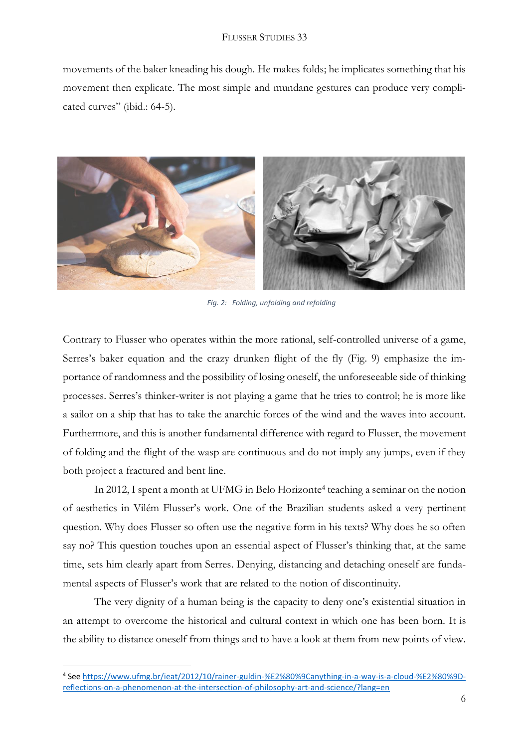movements of the baker kneading his dough. He makes folds; he implicates something that his movement then explicate. The most simple and mundane gestures can produce very complicated curves" (ibid.: 64-5).

*Fig. 2: Folding, unfolding and refolding*

Contrary to Flusser who operates within the more rational, self-controlled universe of a game, Serres's baker equation and the crazy drunken flight of the fly (Fig. 9) emphasize the importance of randomness and the possibility of losing oneself, the unforeseeable side of thinking processes. Serres's thinker-writer is not playing a game that he tries to control; he is more like a sailor on a ship that has to take the anarchic forces of the wind and the waves into account. Furthermore, and this is another fundamental difference with regard to Flusser, the movement of folding and the flight of the wasp are continuous and do not imply any jumps, even if they both project a fractured and bent line.

In 2012, I spent a month at UFMG in Belo Horizonte[4] teaching a seminar on the notion of aesthetics in Vilém Flusser's work. One of the Brazilian students asked a very pertinent question. Why does Flusser so often use the negative form in his texts? Why does he so often say no? This question touches upon an essential aspect of Flusser's thinking that, at the same time, sets him clearly apart from Serres. Denying, distancing and detaching oneself are fundamental aspects of Flusser's work that are related to the notion of discontinuity.

The very dignity of a human being is the capacity to deny one's existential situation in an attempt to overcome the historical and cultural context in which one has been born. It is the ability to distance oneself from things and to have a look at them from new points of view.

---

[4] See https://www.ufmg.br/ieat/2012/10/rainer-guldin-%E2%80%9Canything-in-a-way-is-a-cloud-%E2%80%9D-reflections-on-a-phenomenon-at-the-intersection-of-philosophy-art-and-science/?lang=en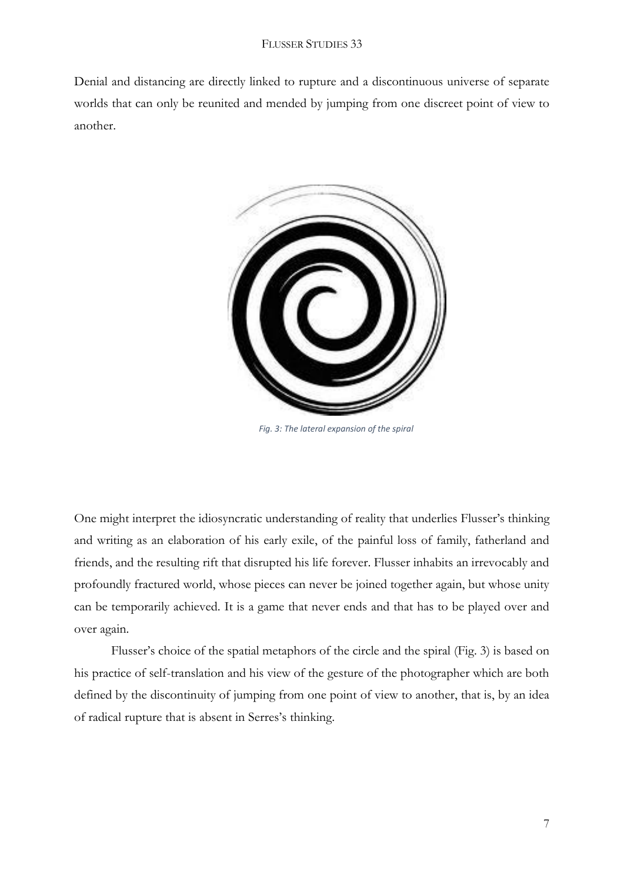Denial and distancing are directly linked to rupture and a discontinuous universe of separate worlds that can only be reunited and mended by jumping from one discreet point of view to another.

*Fig. 3: The lateral expansion of the spiral*

One might interpret the idiosyncratic understanding of reality that underlies Flusser's thinking and writing as an elaboration of his early exile, of the painful loss of family, fatherland and friends, and the resulting rift that disrupted his life forever. Flusser inhabits an irrevocably and profoundly fractured world, whose pieces can never be joined together again, but whose unity can be temporarily achieved. It is a game that never ends and that has to be played over and over again.

Flusser's choice of the spatial metaphors of the circle and the spiral (Fig. 3) is based on his practice of self-translation and his view of the gesture of the photographer which are both defined by the discontinuity of jumping from one point of view to another, that is, by an idea of radical rupture that is absent in Serres's thinking.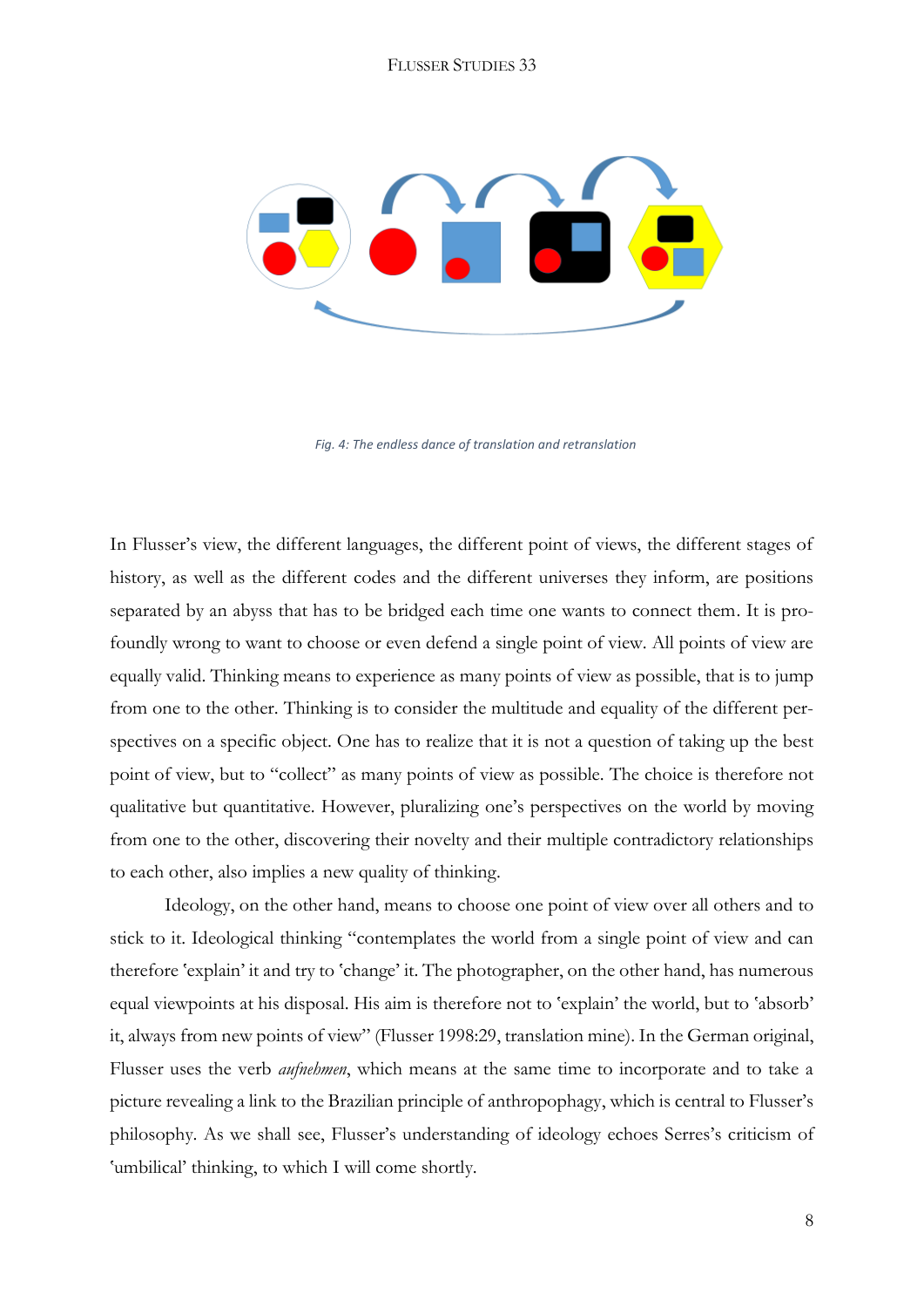*Fig. 4: The endless dance of translation and retranslation*

In Flusser's view, the different languages, the different point of views, the different stages of history, as well as the different codes and the different universes they inform, are positions separated by an abyss that has to be bridged each time one wants to connect them. It is profoundly wrong to want to choose or even defend a single point of view. All points of view are equally valid. Thinking means to experience as many points of view as possible, that is to jump from one to the other. Thinking is to consider the multitude and equality of the different perspectives on a specific object. One has to realize that it is not a question of taking up the best point of view, but to "collect" as many points of view as possible. The choice is therefore not qualitative but quantitative. However, pluralizing one's perspectives on the world by moving from one to the other, discovering their novelty and their multiple contradictory relationships to each other, also implies a new quality of thinking.

Ideology, on the other hand, means to choose one point of view over all others and to stick to it. Ideological thinking "contemplates the world from a single point of view and can therefore 'explain' it and try to 'change' it. The photographer, on the other hand, has numerous equal viewpoints at his disposal. His aim is therefore not to 'explain' the world, but to 'absorb' it, always from new points of view" (Flusser 1998:29, translation mine). In the German original, Flusser uses the verb *aufnehmen*, which means at the same time to incorporate and to take a picture revealing a link to the Brazilian principle of anthropophagy, which is central to Flusser's philosophy. As we shall see, Flusser's understanding of ideology echoes Serres's criticism of 'umbilical' thinking, to which I will come shortly.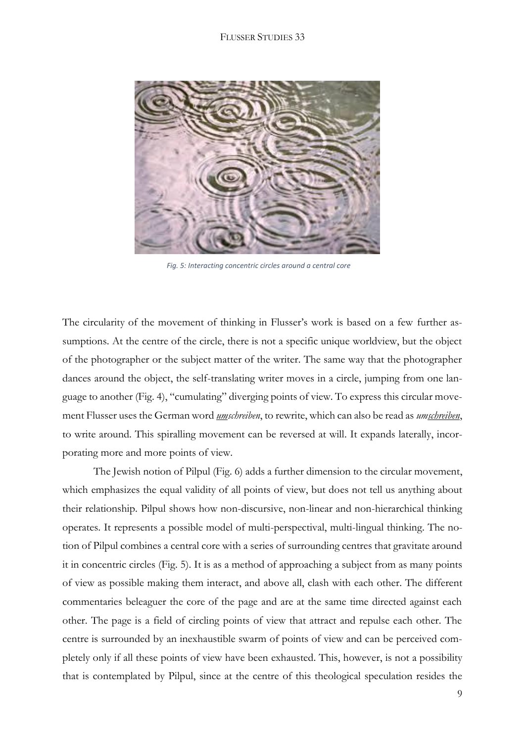Fig. 5: Interacting concentric circles around a central core

The circularity of the movement of thinking in Flusser's work is based on a few further assumptions. At the centre of the circle, there is not a specific unique worldview, but the object of the photographer or the subject matter of the writer. The same way that the photographer dances around the object, the self-translating writer moves in a circle, jumping from one language to another (Fig. 4), "cumulating" diverging points of view. To express this circular movement Flusser uses the German word ***um**schreiben*, to rewrite, which can also be read as *um**schreiben***, to write around. This spiralling movement can be reversed at will. It expands laterally, incorporating more and more points of view.

The Jewish notion of Pilpul (Fig. 6) adds a further dimension to the circular movement, which emphasizes the equal validity of all points of view, but does not tell us anything about their relationship. Pilpul shows how non-discursive, non-linear and non-hierarchical thinking operates. It represents a possible model of multi-perspectival, multi-lingual thinking. The notion of Pilpul combines a central core with a series of surrounding centres that gravitate around it in concentric circles (Fig. 5). It is as a method of approaching a subject from as many points of view as possible making them interact, and above all, clash with each other. The different commentaries beleaguer the core of the page and are at the same time directed against each other. The page is a field of circling points of view that attract and repulse each other. The centre is surrounded by an inexhaustible swarm of points of view and can be perceived completely only if all these points of view have been exhausted. This, however, is not a possibility that is contemplated by Pilpul, since at the centre of this theological speculation resides the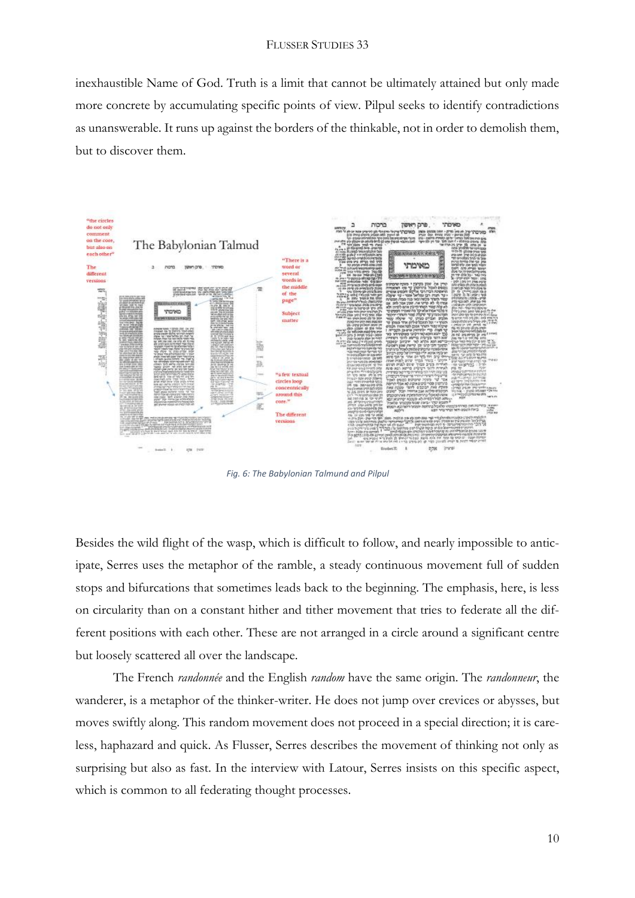inexhaustible Name of God. Truth is a limit that cannot be ultimately attained but only made more concrete by accumulating specific points of view. Pilpul seeks to identify contradictions as unanswerable. It runs up against the borders of the thinkable, not in order to demolish them, but to discover them.

*Fig. 6: The Babylonian Talmund and Pilpul*

Besides the wild flight of the wasp, which is difficult to follow, and nearly impossible to anticipate, Serres uses the metaphor of the ramble, a steady continuous movement full of sudden stops and bifurcations that sometimes leads back to the beginning. The emphasis, here, is less on circularity than on a constant hither and tither movement that tries to federate all the different positions with each other. These are not arranged in a circle around a significant centre but loosely scattered all over the landscape.

The French *randonnée* and the English *random* have the same origin. The *randonneur*, the wanderer, is a metaphor of the thinker-writer. He does not jump over crevices or abysses, but moves swiftly along. This random movement does not proceed in a special direction; it is careless, haphazard and quick. As Flusser, Serres describes the movement of thinking not only as surprising but also as fast. In the interview with Latour, Serres insists on this specific aspect, which is common to all federating thought processes.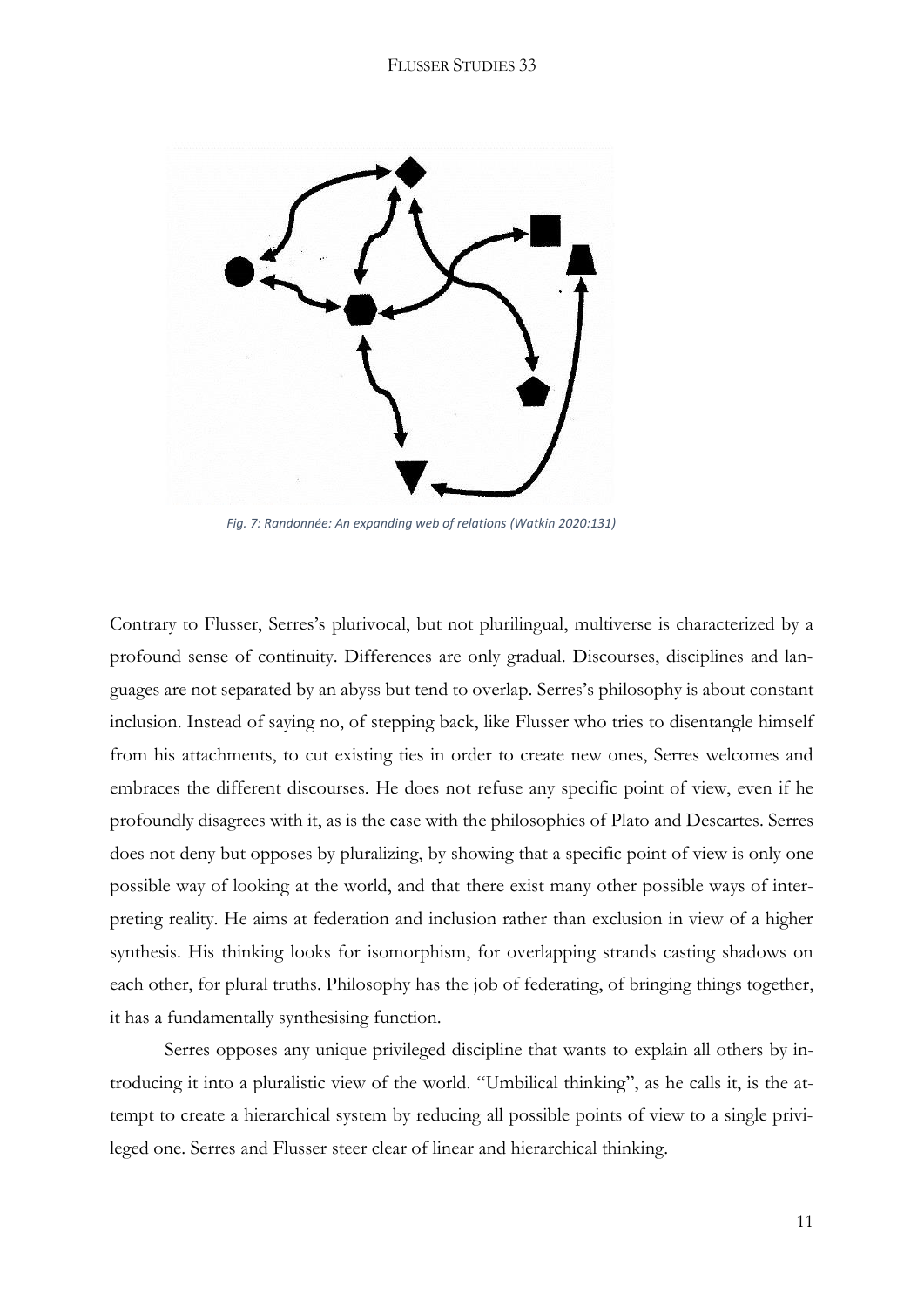*Fig. 7: Randonnée: An expanding web of relations (Watkin 2020:131)*

Contrary to Flusser, Serres's plurivocal, but not plurilingual, multiverse is characterized by a profound sense of continuity. Differences are only gradual. Discourses, disciplines and languages are not separated by an abyss but tend to overlap. Serres's philosophy is about constant inclusion. Instead of saying no, of stepping back, like Flusser who tries to disentangle himself from his attachments, to cut existing ties in order to create new ones, Serres welcomes and embraces the different discourses. He does not refuse any specific point of view, even if he profoundly disagrees with it, as is the case with the philosophies of Plato and Descartes. Serres does not deny but opposes by pluralizing, by showing that a specific point of view is only one possible way of looking at the world, and that there exist many other possible ways of interpreting reality. He aims at federation and inclusion rather than exclusion in view of a higher synthesis. His thinking looks for isomorphism, for overlapping strands casting shadows on each other, for plural truths. Philosophy has the job of federating, of bringing things together, it has a fundamentally synthesising function.

Serres opposes any unique privileged discipline that wants to explain all others by introducing it into a pluralistic view of the world. "Umbilical thinking", as he calls it, is the attempt to create a hierarchical system by reducing all possible points of view to a single privileged one. Serres and Flusser steer clear of linear and hierarchical thinking.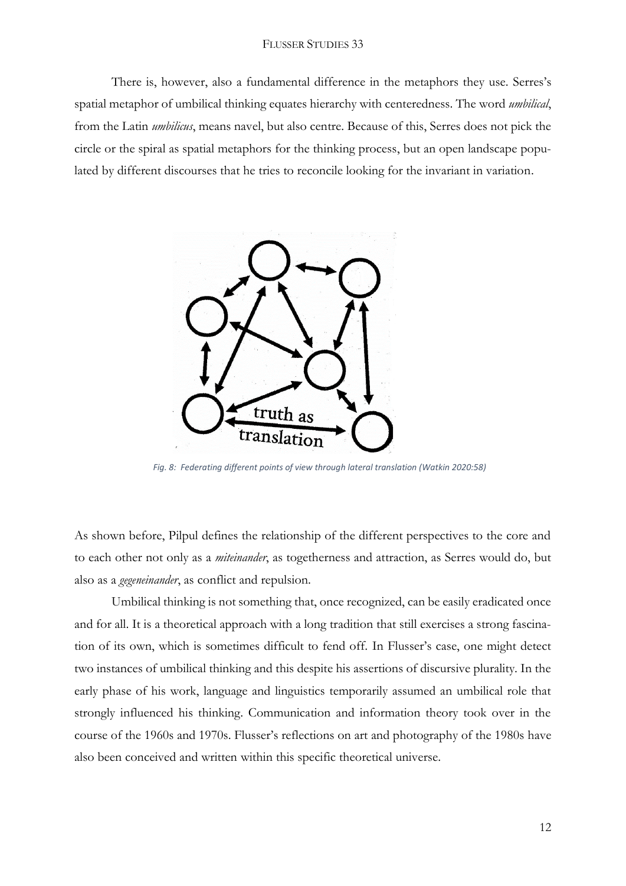There is, however, also a fundamental difference in the metaphors they use. Serres's spatial metaphor of umbilical thinking equates hierarchy with centeredness. The word *umbilical*, from the Latin *umbilicus*, means navel, but also centre. Because of this, Serres does not pick the circle or the spiral as spatial metaphors for the thinking process, but an open landscape populated by different discourses that he tries to reconcile looking for the invariant in variation.

*Fig. 8: Federating different points of view through lateral translation (Watkin 2020:58)*

As shown before, Pilpul defines the relationship of the different perspectives to the core and to each other not only as a *miteinander*, as togetherness and attraction, as Serres would do, but also as a *gegeneinander*, as conflict and repulsion.

Umbilical thinking is not something that, once recognized, can be easily eradicated once and for all. It is a theoretical approach with a long tradition that still exercises a strong fascination of its own, which is sometimes difficult to fend off. In Flusser's case, one might detect two instances of umbilical thinking and this despite his assertions of discursive plurality. In the early phase of his work, language and linguistics temporarily assumed an umbilical role that strongly influenced his thinking. Communication and information theory took over in the course of the 1960s and 1970s. Flusser's reflections on art and photography of the 1980s have also been conceived and written within this specific theoretical universe.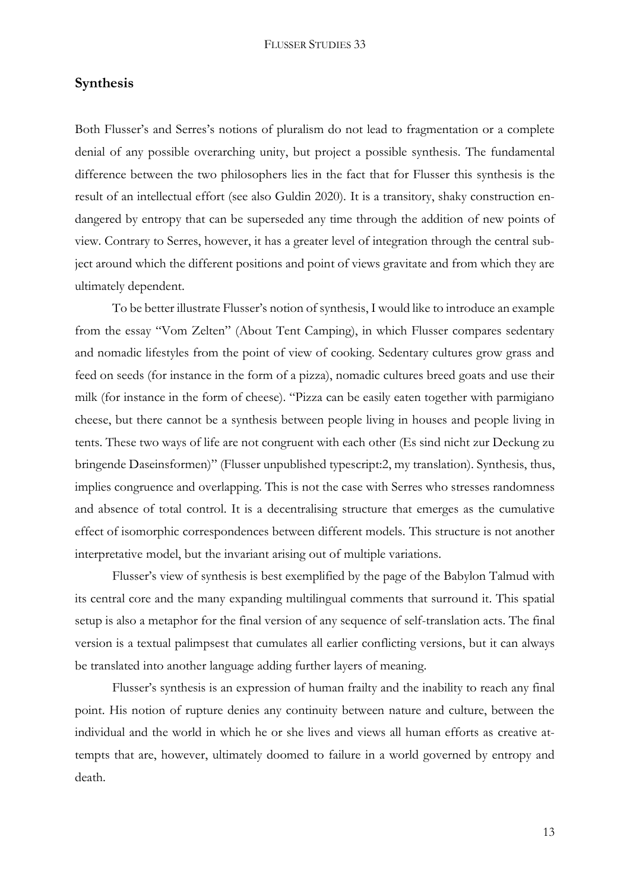## Synthesis

Both Flusser's and Serres's notions of pluralism do not lead to fragmentation or a complete denial of any possible overarching unity, but project a possible synthesis. The fundamental difference between the two philosophers lies in the fact that for Flusser this synthesis is the result of an intellectual effort (see also Guldin 2020). It is a transitory, shaky construction endangered by entropy that can be superseded any time through the addition of new points of view. Contrary to Serres, however, it has a greater level of integration through the central subject around which the different positions and point of views gravitate and from which they are ultimately dependent.

To be better illustrate Flusser's notion of synthesis, I would like to introduce an example from the essay "Vom Zelten" (About Tent Camping), in which Flusser compares sedentary and nomadic lifestyles from the point of view of cooking. Sedentary cultures grow grass and feed on seeds (for instance in the form of a pizza), nomadic cultures breed goats and use their milk (for instance in the form of cheese). "Pizza can be easily eaten together with parmigiano cheese, but there cannot be a synthesis between people living in houses and people living in tents. These two ways of life are not congruent with each other (Es sind nicht zur Deckung zu bringende Daseinsformen)" (Flusser unpublished typescript:2, my translation). Synthesis, thus, implies congruence and overlapping. This is not the case with Serres who stresses randomness and absence of total control. It is a decentralising structure that emerges as the cumulative effect of isomorphic correspondences between different models. This structure is not another interpretative model, but the invariant arising out of multiple variations.

Flusser's view of synthesis is best exemplified by the page of the Babylon Talmud with its central core and the many expanding multilingual comments that surround it. This spatial setup is also a metaphor for the final version of any sequence of self-translation acts. The final version is a textual palimpsest that cumulates all earlier conflicting versions, but it can always be translated into another language adding further layers of meaning.

Flusser's synthesis is an expression of human frailty and the inability to reach any final point. His notion of rupture denies any continuity between nature and culture, between the individual and the world in which he or she lives and views all human efforts as creative attempts that are, however, ultimately doomed to failure in a world governed by entropy and death.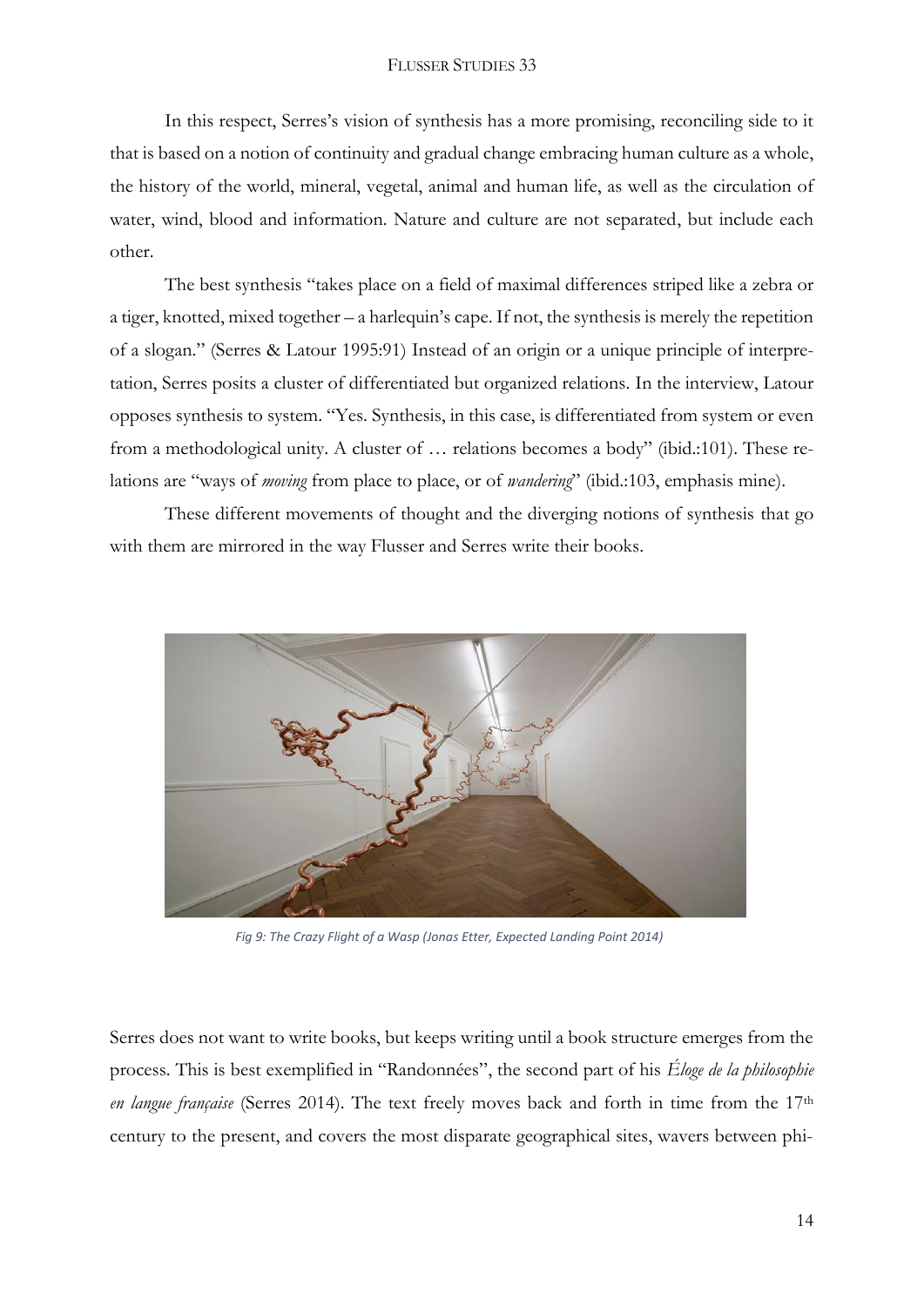In this respect, Serres's vision of synthesis has a more promising, reconciling side to it that is based on a notion of continuity and gradual change embracing human culture as a whole, the history of the world, mineral, vegetal, animal and human life, as well as the circulation of water, wind, blood and information. Nature and culture are not separated, but include each other.

The best synthesis "takes place on a field of maximal differences striped like a zebra or a tiger, knotted, mixed together – a harlequin's cape. If not, the synthesis is merely the repetition of a slogan." (Serres & Latour 1995:91) Instead of an origin or a unique principle of interpretation, Serres posits a cluster of differentiated but organized relations. In the interview, Latour opposes synthesis to system. "Yes. Synthesis, in this case, is differentiated from system or even from a methodological unity. A cluster of … relations becomes a body" (ibid.:101). These relations are "ways of *moving* from place to place, or of *wandering*" (ibid.:103, emphasis mine).

These different movements of thought and the diverging notions of synthesis that go with them are mirrored in the way Flusser and Serres write their books.

*Fig 9: The Crazy Flight of a Wasp (Jonas Etter, Expected Landing Point 2014)*

Serres does not want to write books, but keeps writing until a book structure emerges from the process. This is best exemplified in "Randonnées", the second part of his *Éloge de la philosophie en langue française* (Serres 2014). The text freely moves back and forth in time from the 17th century to the present, and covers the most disparate geographical sites, wavers between phi-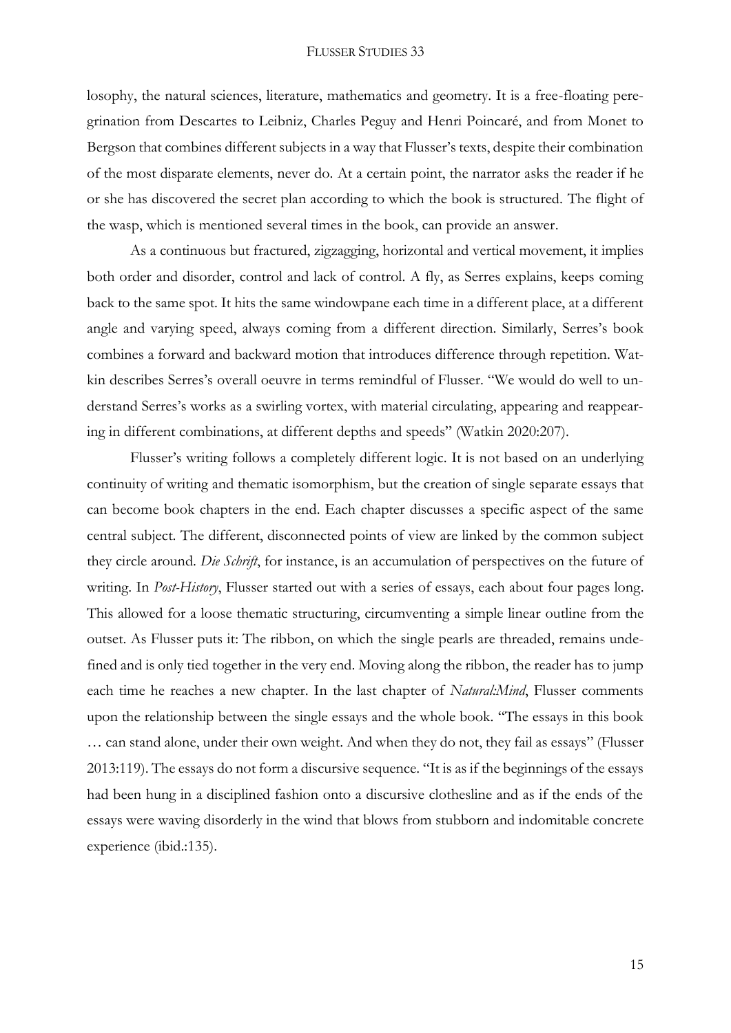losophy, the natural sciences, literature, mathematics and geometry. It is a free-floating peregrination from Descartes to Leibniz, Charles Peguy and Henri Poincaré, and from Monet to Bergson that combines different subjects in a way that Flusser's texts, despite their combination of the most disparate elements, never do. At a certain point, the narrator asks the reader if he or she has discovered the secret plan according to which the book is structured. The flight of the wasp, which is mentioned several times in the book, can provide an answer.

As a continuous but fractured, zigzagging, horizontal and vertical movement, it implies both order and disorder, control and lack of control. A fly, as Serres explains, keeps coming back to the same spot. It hits the same windowpane each time in a different place, at a different angle and varying speed, always coming from a different direction. Similarly, Serres's book combines a forward and backward motion that introduces difference through repetition. Watkin describes Serres's overall oeuvre in terms remindful of Flusser. "We would do well to understand Serres's works as a swirling vortex, with material circulating, appearing and reappearing in different combinations, at different depths and speeds" (Watkin 2020:207).

Flusser's writing follows a completely different logic. It is not based on an underlying continuity of writing and thematic isomorphism, but the creation of single separate essays that can become book chapters in the end. Each chapter discusses a specific aspect of the same central subject. The different, disconnected points of view are linked by the common subject they circle around. *Die Schrift*, for instance, is an accumulation of perspectives on the future of writing. In *Post-History*, Flusser started out with a series of essays, each about four pages long. This allowed for a loose thematic structuring, circumventing a simple linear outline from the outset. As Flusser puts it: The ribbon, on which the single pearls are threaded, remains undefined and is only tied together in the very end. Moving along the ribbon, the reader has to jump each time he reaches a new chapter. In the last chapter of *Natural:Mind*, Flusser comments upon the relationship between the single essays and the whole book. "The essays in this book … can stand alone, under their own weight. And when they do not, they fail as essays" (Flusser 2013:119). The essays do not form a discursive sequence. "It is as if the beginnings of the essays had been hung in a disciplined fashion onto a discursive clothesline and as if the ends of the essays were waving disorderly in the wind that blows from stubborn and indomitable concrete experience (ibid.:135).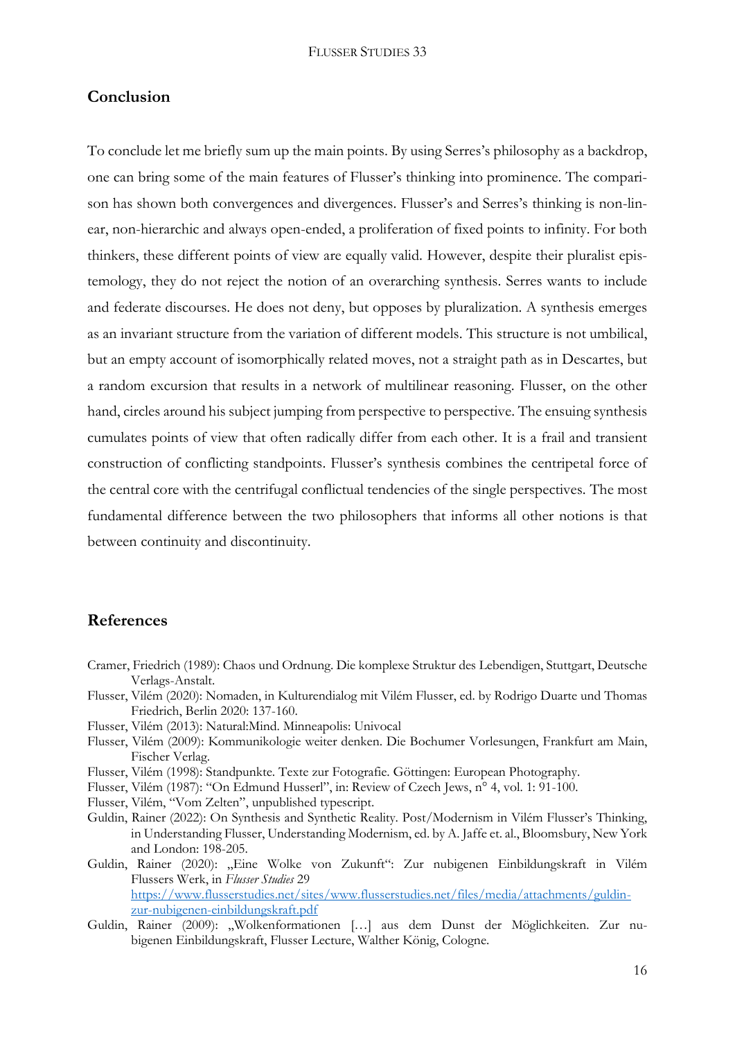## Conclusion

To conclude let me briefly sum up the main points. By using Serres's philosophy as a backdrop, one can bring some of the main features of Flusser's thinking into prominence. The comparison has shown both convergences and divergences. Flusser's and Serres's thinking is non-linear, non-hierarchic and always open-ended, a proliferation of fixed points to infinity. For both thinkers, these different points of view are equally valid. However, despite their pluralist epistemology, they do not reject the notion of an overarching synthesis. Serres wants to include and federate discourses. He does not deny, but opposes by pluralization. A synthesis emerges as an invariant structure from the variation of different models. This structure is not umbilical, but an empty account of isomorphically related moves, not a straight path as in Descartes, but a random excursion that results in a network of multilinear reasoning. Flusser, on the other hand, circles around his subject jumping from perspective to perspective. The ensuing synthesis cumulates points of view that often radically differ from each other. It is a frail and transient construction of conflicting standpoints. Flusser's synthesis combines the centripetal force of the central core with the centrifugal conflictual tendencies of the single perspectives. The most fundamental difference between the two philosophers that informs all other notions is that between continuity and discontinuity.

## References

Cramer, Friedrich (1989): Chaos und Ordnung. Die komplexe Struktur des Lebendigen, Stuttgart, Deutsche Verlags-Anstalt.

Flusser, Vilém (2020): Nomaden, in Kulturendialog mit Vilém Flusser, ed. by Rodrigo Duarte und Thomas Friedrich, Berlin 2020: 137-160.

Flusser, Vilém (2013): Natural:Mind. Minneapolis: Univocal

Flusser, Vilém (2009): Kommunikologie weiter denken. Die Bochumer Vorlesungen, Frankfurt am Main, Fischer Verlag.

Flusser, Vilém (1998): Standpunkte. Texte zur Fotografie. Göttingen: European Photography.

Flusser, Vilém (1987): "On Edmund Husserl", in: Review of Czech Jews, n° 4, vol. 1: 91-100.

Flusser, Vilém, "Vom Zelten", unpublished typescript.

Guldin, Rainer (2022): On Synthesis and Synthetic Reality. Post/Modernism in Vilém Flusser's Thinking, in Understanding Flusser, Understanding Modernism, ed. by A. Jaffe et. al., Bloomsbury, New York and London: 198-205.

Guldin, Rainer (2020): „Eine Wolke von Zukunft": Zur nubigenen Einbildungskraft in Vilém Flussers Werk, in *Flusser Studies* 29 https://www.flusserstudies.net/sites/www.flusserstudies.net/files/media/attachments/guldin-zur-nubigenen-einbildungskraft.pdf

Guldin, Rainer (2009): „Wolkenformationen […] aus dem Dunst der Möglichkeiten. Zur nubigenen Einbildungskraft, Flusser Lecture, Walther König, Cologne.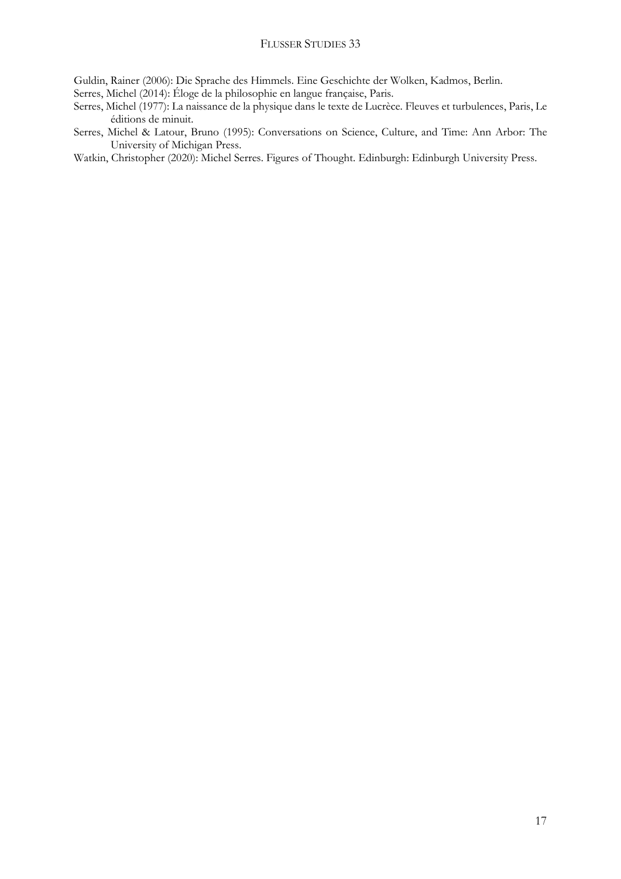Guldin, Rainer (2006): Die Sprache des Himmels. Eine Geschichte der Wolken, Kadmos, Berlin.

Serres, Michel (2014): Éloge de la philosophie en langue française, Paris.

Serres, Michel (1977): La naissance de la physique dans le texte de Lucrèce. Fleuves et turbulences, Paris, Le éditions de minuit.

Serres, Michel & Latour, Bruno (1995): Conversations on Science, Culture, and Time: Ann Arbor: The University of Michigan Press.

Watkin, Christopher (2020): Michel Serres. Figures of Thought. Edinburgh: Edinburgh University Press.